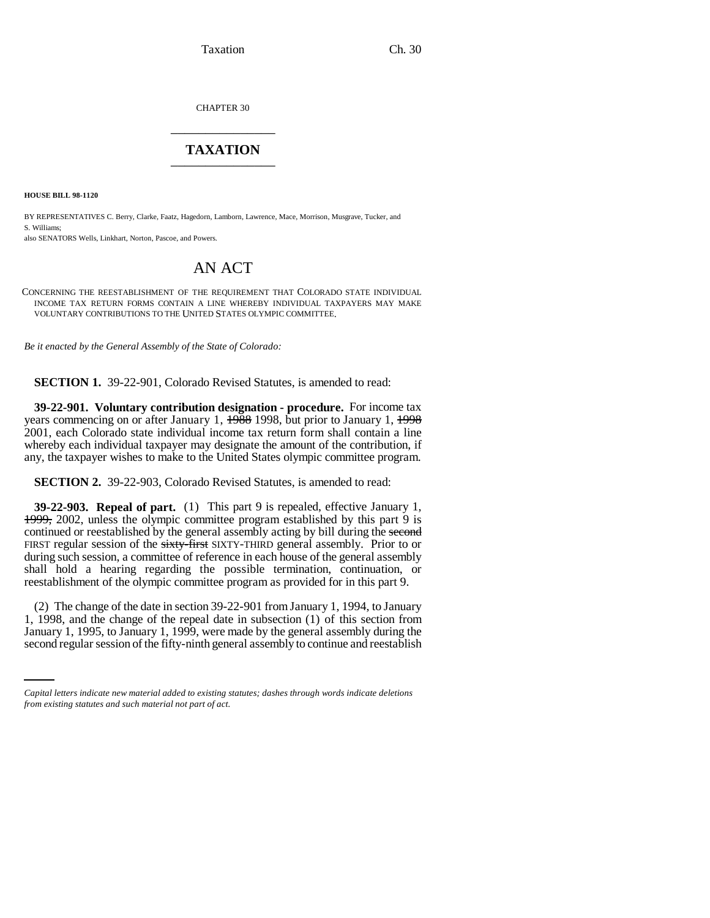CHAPTER 30

# TAXATION

**HOUSE BILL 98-1120**

BY REPRESENTATIVES C. Berry, Clarke, Faatz, Hagedorn, Lamborn, Lawrence, Mace, Morrison, Musgrave, Tucker, and S. Williams;
also SENATORS Wells, Linkhart, Norton, Pascoe, and Powers.

# AN ACT

CONCERNING THE REESTABLISHMENT OF THE REQUIREMENT THAT COLORADO STATE INDIVIDUAL INCOME TAX RETURN FORMS CONTAIN A LINE WHEREBY INDIVIDUAL TAXPAYERS MAY MAKE VOLUNTARY CONTRIBUTIONS TO THE UNITED STATES OLYMPIC COMMITTEE.

*Be it enacted by the General Assembly of the State of Colorado:*

**SECTION 1.** 39-22-901, Colorado Revised Statutes, is amended to read:

**39-22-901. Voluntary contribution designation - procedure.** For income tax years commencing on or after January 1, ~~1988~~ 1998, but prior to January 1, ~~1998~~ 2001, each Colorado state individual income tax return form shall contain a line whereby each individual taxpayer may designate the amount of the contribution, if any, the taxpayer wishes to make to the United States olympic committee program.

**SECTION 2.** 39-22-903, Colorado Revised Statutes, is amended to read:

**39-22-903. Repeal of part.** (1) This part 9 is repealed, effective January 1, ~~1999,~~ 2002, unless the olympic committee program established by this part 9 is continued or reestablished by the general assembly acting by bill during the ~~second~~ FIRST regular session of the ~~sixty-first~~ SIXTY-THIRD general assembly. Prior to or during such session, a committee of reference in each house of the general assembly shall hold a hearing regarding the possible termination, continuation, or reestablishment of the olympic committee program as provided for in this part 9.

(2) The change of the date in section 39-22-901 from January 1, 1994, to January 1, 1998, and the change of the repeal date in subsection (1) of this section from January 1, 1995, to January 1, 1999, were made by the general assembly during the second regular session of the fifty-ninth general assembly to continue and reestablish

*Capital letters indicate new material added to existing statutes; dashes through words indicate deletions from existing statutes and such material not part of act.*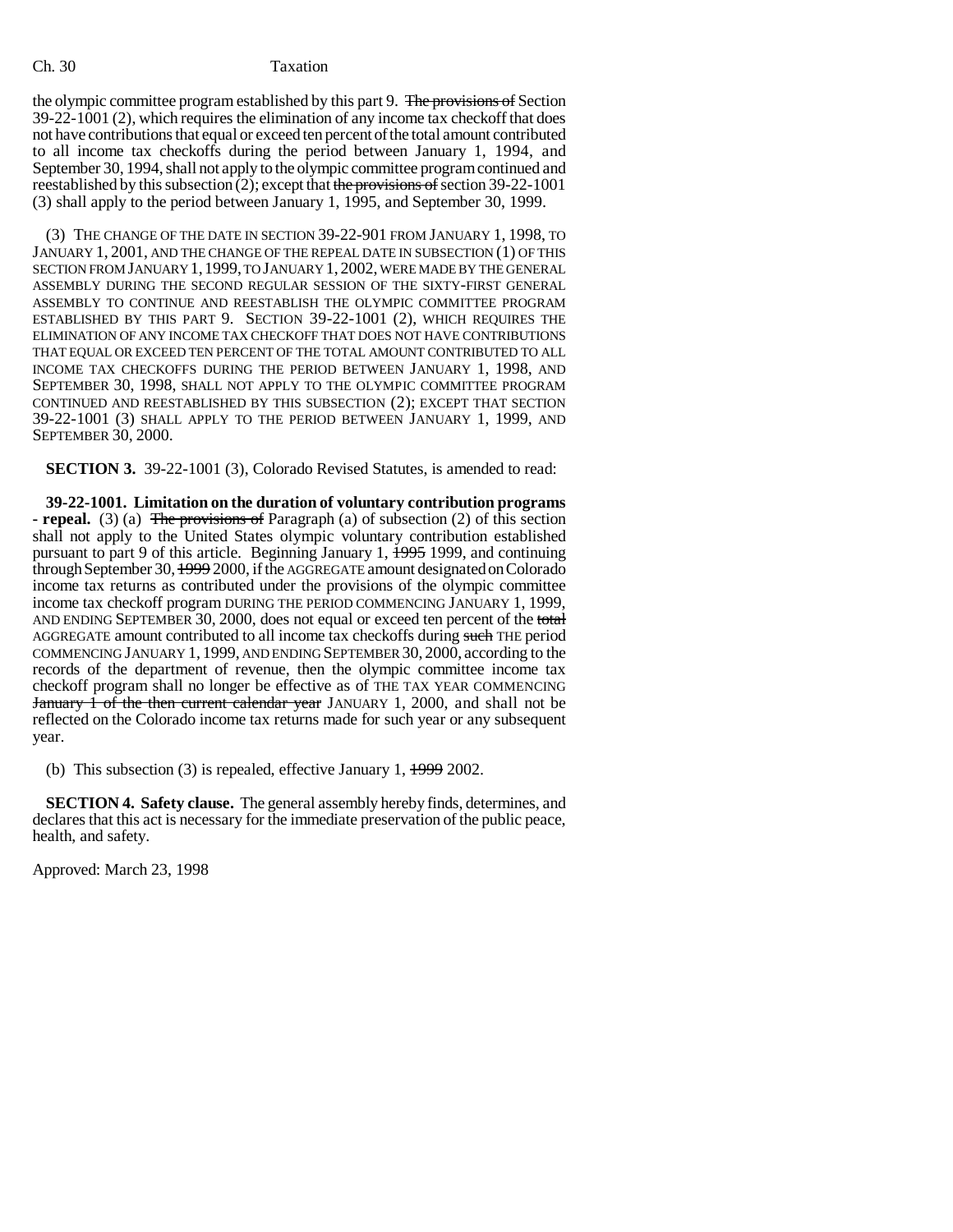the olympic committee program established by this part 9. ~~The provisions of~~ Section 39-22-1001 (2), which requires the elimination of any income tax checkoff that does not have contributions that equal or exceed ten percent of the total amount contributed to all income tax checkoffs during the period between January 1, 1994, and September 30, 1994, shall not apply to the olympic committee program continued and reestablished by this subsection (2); except that ~~the provisions of~~ section 39-22-1001 (3) shall apply to the period between January 1, 1995, and September 30, 1999.

(3) THE CHANGE OF THE DATE IN SECTION 39-22-901 FROM JANUARY 1, 1998, TO JANUARY 1, 2001, AND THE CHANGE OF THE REPEAL DATE IN SUBSECTION (1) OF THIS SECTION FROM JANUARY 1, 1999, TO JANUARY 1, 2002, WERE MADE BY THE GENERAL ASSEMBLY DURING THE SECOND REGULAR SESSION OF THE SIXTY-FIRST GENERAL ASSEMBLY TO CONTINUE AND REESTABLISH THE OLYMPIC COMMITTEE PROGRAM ESTABLISHED BY THIS PART 9. SECTION 39-22-1001 (2), WHICH REQUIRES THE ELIMINATION OF ANY INCOME TAX CHECKOFF THAT DOES NOT HAVE CONTRIBUTIONS THAT EQUAL OR EXCEED TEN PERCENT OF THE TOTAL AMOUNT CONTRIBUTED TO ALL INCOME TAX CHECKOFFS DURING THE PERIOD BETWEEN JANUARY 1, 1998, AND SEPTEMBER 30, 1998, SHALL NOT APPLY TO THE OLYMPIC COMMITTEE PROGRAM CONTINUED AND REESTABLISHED BY THIS SUBSECTION (2); EXCEPT THAT SECTION 39-22-1001 (3) SHALL APPLY TO THE PERIOD BETWEEN JANUARY 1, 1999, AND SEPTEMBER 30, 2000.

**SECTION 3.** 39-22-1001 (3), Colorado Revised Statutes, is amended to read:

**39-22-1001. Limitation on the duration of voluntary contribution programs - repeal.** (3) (a) ~~The provisions of~~ Paragraph (a) of subsection (2) of this section shall not apply to the United States olympic voluntary contribution established pursuant to part 9 of this article. Beginning January 1, ~~1995~~ 1999, and continuing through September 30, ~~1999~~ 2000, if the AGGREGATE amount designated on Colorado income tax returns as contributed under the provisions of the olympic committee income tax checkoff program DURING THE PERIOD COMMENCING JANUARY 1, 1999, AND ENDING SEPTEMBER 30, 2000, does not equal or exceed ten percent of the ~~total~~ AGGREGATE amount contributed to all income tax checkoffs during ~~such~~ THE period COMMENCING JANUARY 1, 1999, AND ENDING SEPTEMBER 30, 2000, according to the records of the department of revenue, then the olympic committee income tax checkoff program shall no longer be effective as of THE TAX YEAR COMMENCING ~~January 1 of the then current calendar year~~ JANUARY 1, 2000, and shall not be reflected on the Colorado income tax returns made for such year or any subsequent year.

(b) This subsection (3) is repealed, effective January 1, ~~1999~~ 2002.

**SECTION 4. Safety clause.** The general assembly hereby finds, determines, and declares that this act is necessary for the immediate preservation of the public peace, health, and safety.

Approved: March 23, 1998